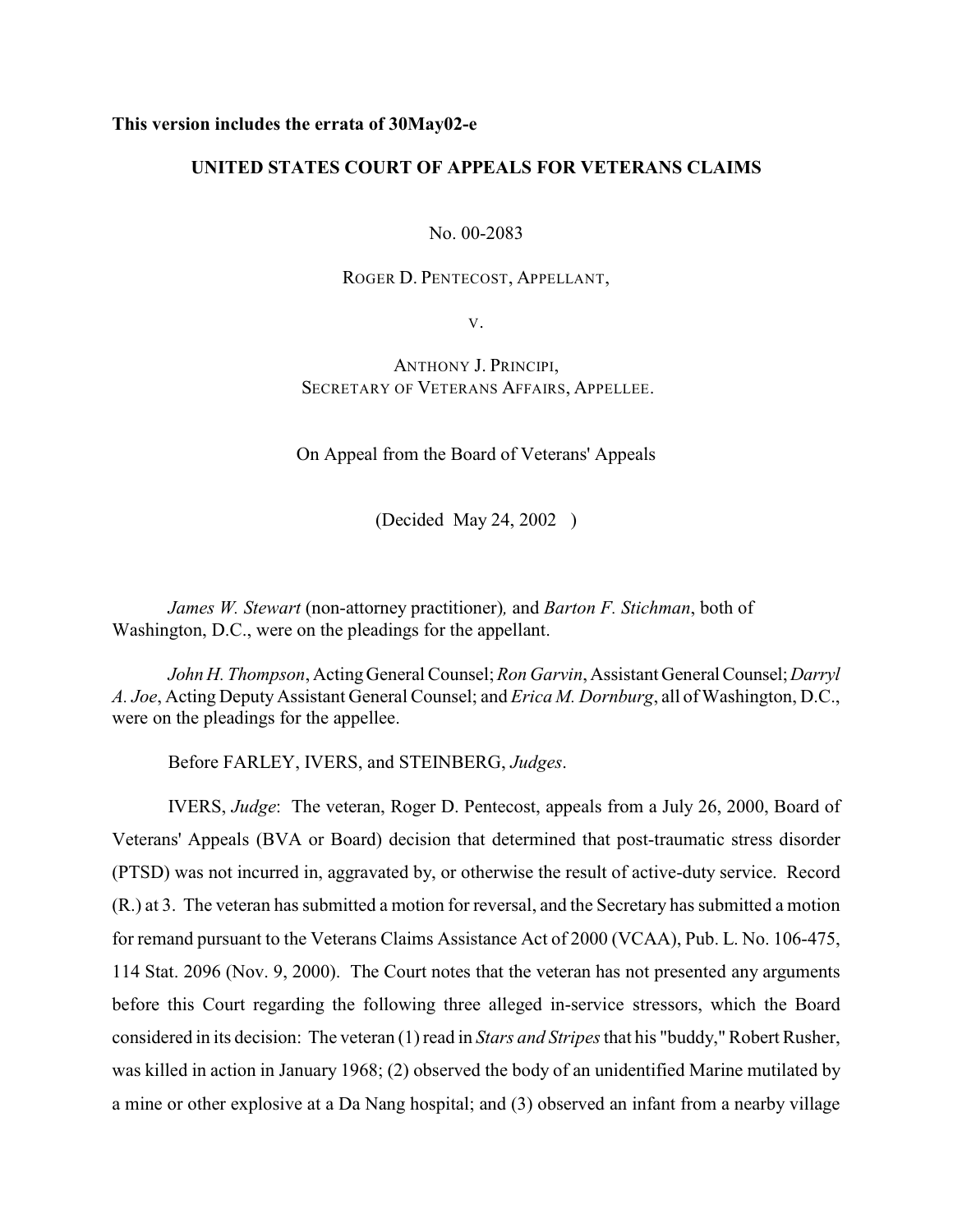**This version includes the errata of 30May02-e**

# UNITED STATES COURT OF APPEALS FOR VETERANS CLAIMS

No. 00-2083

ROGER D. PENTECOST, APPELLANT,

V.

ANTHONY J. PRINCIPI,
SECRETARY OF VETERANS AFFAIRS, APPELLEE.

On Appeal from the Board of Veterans' Appeals

(Decided May 24, 2002 )

*James W. Stewart* (non-attorney practitioner)*,* and *Barton F. Stichman*, both of Washington, D.C., were on the pleadings for the appellant.

*John H. Thompson*, Acting General Counsel; *Ron Garvin*, Assistant General Counsel; *Darryl A. Joe*, Acting Deputy Assistant General Counsel; and *Erica M. Dornburg*, all of Washington, D.C., were on the pleadings for the appellee.

Before FARLEY, IVERS, and STEINBERG, *Judges*.

IVERS, *Judge*: The veteran, Roger D. Pentecost, appeals from a July 26, 2000, Board of Veterans' Appeals (BVA or Board) decision that determined that post-traumatic stress disorder (PTSD) was not incurred in, aggravated by, or otherwise the result of active-duty service. Record (R.) at 3. The veteran has submitted a motion for reversal, and the Secretary has submitted a motion for remand pursuant to the Veterans Claims Assistance Act of 2000 (VCAA), Pub. L. No. 106-475, 114 Stat. 2096 (Nov. 9, 2000). The Court notes that the veteran has not presented any arguments before this Court regarding the following three alleged in-service stressors, which the Board considered in its decision: The veteran (1) read in *Stars and Stripes* that his "buddy," Robert Rusher, was killed in action in January 1968; (2) observed the body of an unidentified Marine mutilated by a mine or other explosive at a Da Nang hospital; and (3) observed an infant from a nearby village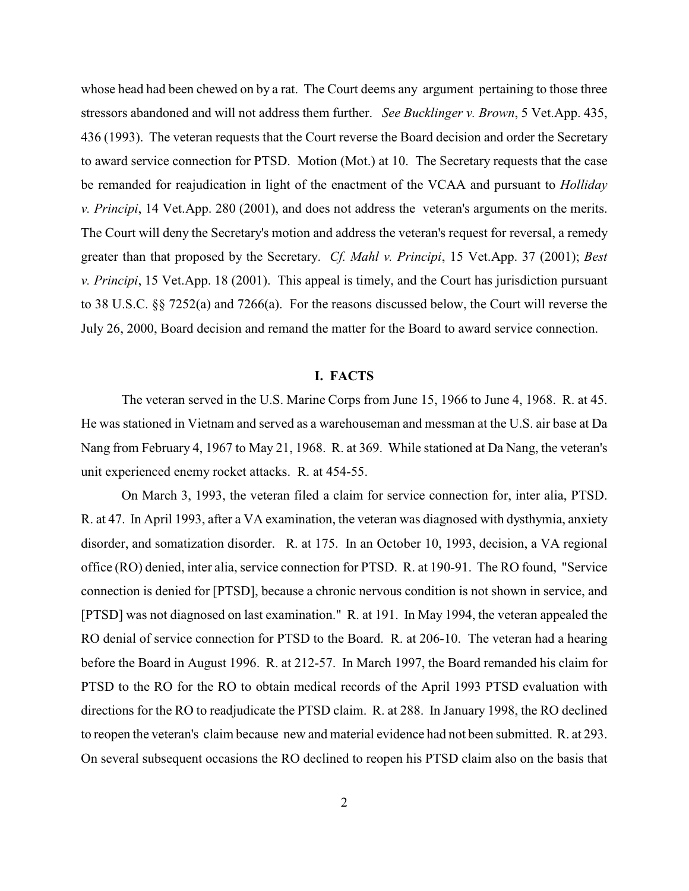whose head had been chewed on by a rat. The Court deems any argument pertaining to those three stressors abandoned and will not address them further. *See Bucklinger v. Brown*, 5 Vet.App. 435, 436 (1993). The veteran requests that the Court reverse the Board decision and order the Secretary to award service connection for PTSD. Motion (Mot.) at 10. The Secretary requests that the case be remanded for reajudication in light of the enactment of the VCAA and pursuant to *Holliday v. Principi*, 14 Vet.App. 280 (2001), and does not address the veteran's arguments on the merits. The Court will deny the Secretary's motion and address the veteran's request for reversal, a remedy greater than that proposed by the Secretary. *Cf. Mahl v. Principi*, 15 Vet.App. 37 (2001); *Best v. Principi*, 15 Vet.App. 18 (2001). This appeal is timely, and the Court has jurisdiction pursuant to 38 U.S.C. §§ 7252(a) and 7266(a). For the reasons discussed below, the Court will reverse the July 26, 2000, Board decision and remand the matter for the Board to award service connection.

## I. FACTS

The veteran served in the U.S. Marine Corps from June 15, 1966 to June 4, 1968. R. at 45. He was stationed in Vietnam and served as a warehouseman and messman at the U.S. air base at Da Nang from February 4, 1967 to May 21, 1968. R. at 369. While stationed at Da Nang, the veteran's unit experienced enemy rocket attacks. R. at 454-55.

On March 3, 1993, the veteran filed a claim for service connection for, inter alia, PTSD. R. at 47. In April 1993, after a VA examination, the veteran was diagnosed with dysthymia, anxiety disorder, and somatization disorder. R. at 175. In an October 10, 1993, decision, a VA regional office (RO) denied, inter alia, service connection for PTSD. R. at 190-91. The RO found, "Service connection is denied for [PTSD], because a chronic nervous condition is not shown in service, and [PTSD] was not diagnosed on last examination." R. at 191. In May 1994, the veteran appealed the RO denial of service connection for PTSD to the Board. R. at 206-10. The veteran had a hearing before the Board in August 1996. R. at 212-57. In March 1997, the Board remanded his claim for PTSD to the RO for the RO to obtain medical records of the April 1993 PTSD evaluation with directions for the RO to readjudicate the PTSD claim. R. at 288. In January 1998, the RO declined to reopen the veteran's claim because new and material evidence had not been submitted. R. at 293. On several subsequent occasions the RO declined to reopen his PTSD claim also on the basis that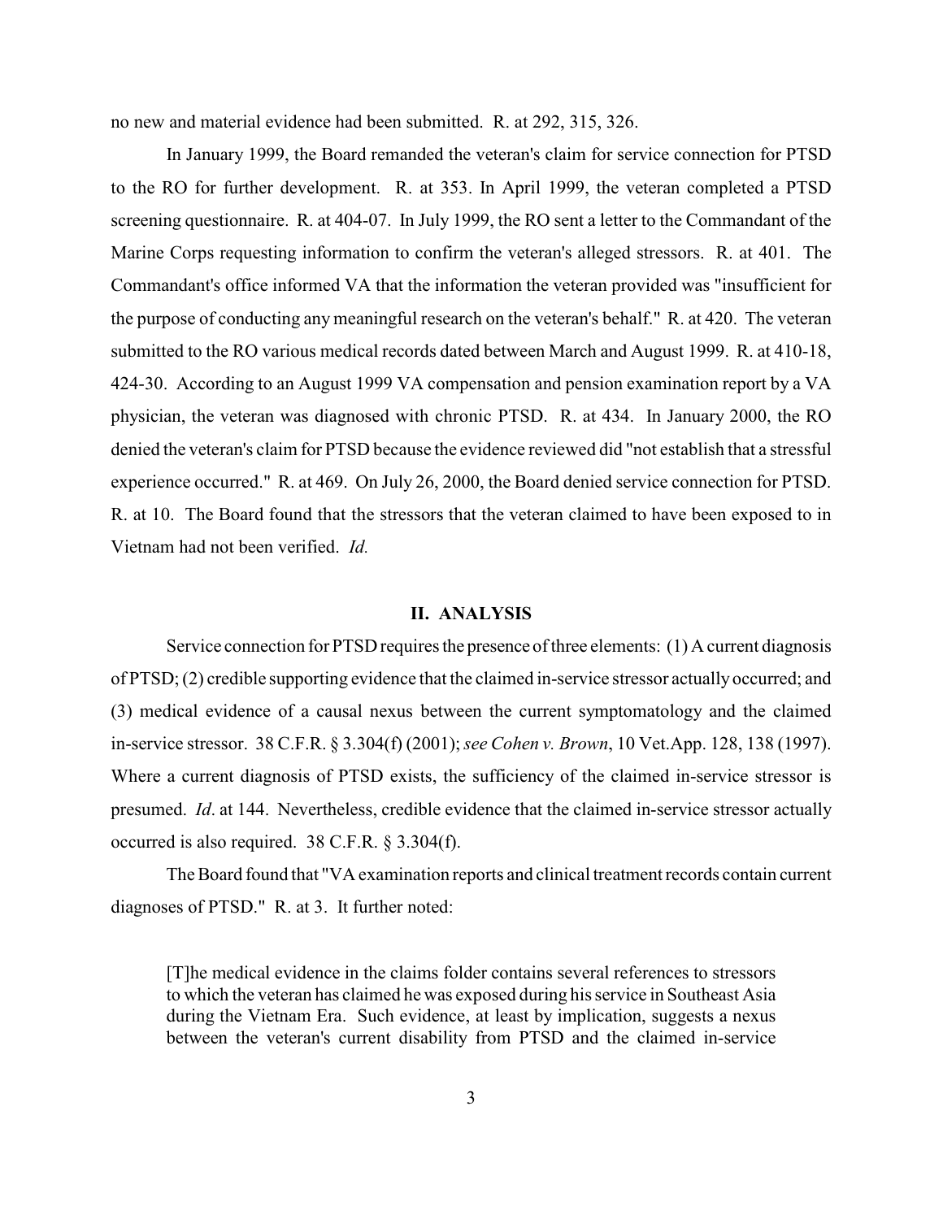no new and material evidence had been submitted. R. at 292, 315, 326.

In January 1999, the Board remanded the veteran's claim for service connection for PTSD to the RO for further development. R. at 353. In April 1999, the veteran completed a PTSD screening questionnaire. R. at 404-07. In July 1999, the RO sent a letter to the Commandant of the Marine Corps requesting information to confirm the veteran's alleged stressors. R. at 401. The Commandant's office informed VA that the information the veteran provided was "insufficient for the purpose of conducting any meaningful research on the veteran's behalf." R. at 420. The veteran submitted to the RO various medical records dated between March and August 1999. R. at 410-18, 424-30. According to an August 1999 VA compensation and pension examination report by a VA physician, the veteran was diagnosed with chronic PTSD. R. at 434. In January 2000, the RO denied the veteran's claim for PTSD because the evidence reviewed did "not establish that a stressful experience occurred." R. at 469. On July 26, 2000, the Board denied service connection for PTSD. R. at 10. The Board found that the stressors that the veteran claimed to have been exposed to in Vietnam had not been verified. *Id.*

## II. ANALYSIS

Service connection for PTSD requires the presence of three elements: (1) A current diagnosis of PTSD; (2) credible supporting evidence that the claimed in-service stressor actually occurred; and (3) medical evidence of a causal nexus between the current symptomatology and the claimed in-service stressor. 38 C.F.R. § 3.304(f) (2001); *see Cohen v. Brown*, 10 Vet.App. 128, 138 (1997). Where a current diagnosis of PTSD exists, the sufficiency of the claimed in-service stressor is presumed. *Id*. at 144. Nevertheless, credible evidence that the claimed in-service stressor actually occurred is also required. 38 C.F.R. § 3.304(f).

The Board found that "VA examination reports and clinical treatment records contain current diagnoses of PTSD." R. at 3. It further noted:

> [T]he medical evidence in the claims folder contains several references to stressors to which the veteran has claimed he was exposed during his service in Southeast Asia during the Vietnam Era. Such evidence, at least by implication, suggests a nexus between the veteran's current disability from PTSD and the claimed in-service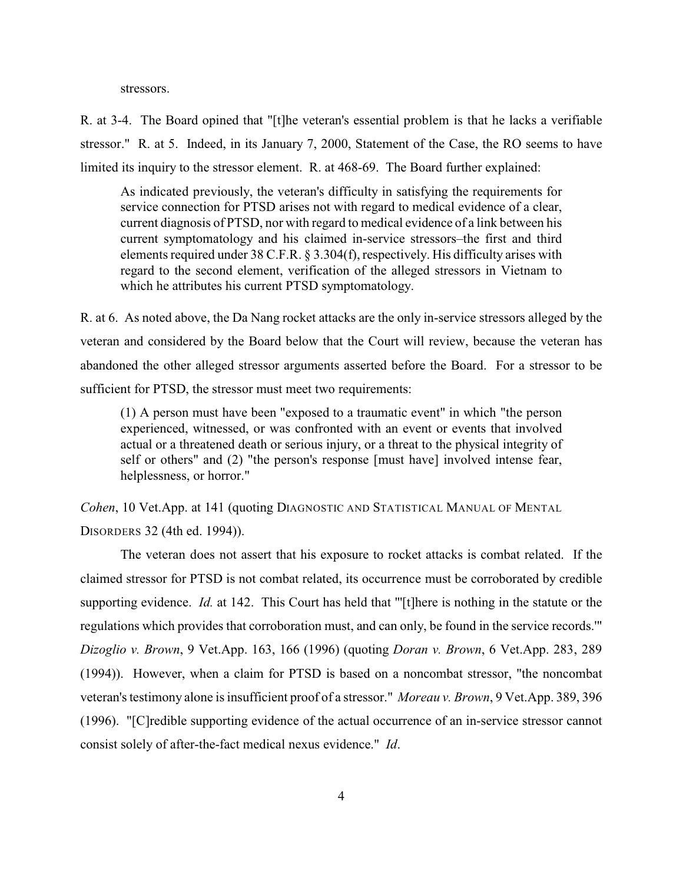stressors.

R. at 3-4. The Board opined that "[t]he veteran's essential problem is that he lacks a verifiable stressor." R. at 5. Indeed, in its January 7, 2000, Statement of the Case, the RO seems to have limited its inquiry to the stressor element. R. at 468-69. The Board further explained:

> As indicated previously, the veteran's difficulty in satisfying the requirements for service connection for PTSD arises not with regard to medical evidence of a clear, current diagnosis of PTSD, nor with regard to medical evidence of a link between his current symptomatology and his claimed in-service stressors–the first and third elements required under 38 C.F.R. § 3.304(f), respectively. His difficulty arises with regard to the second element, verification of the alleged stressors in Vietnam to which he attributes his current PTSD symptomatology.

R. at 6. As noted above, the Da Nang rocket attacks are the only in-service stressors alleged by the veteran and considered by the Board below that the Court will review, because the veteran has abandoned the other alleged stressor arguments asserted before the Board. For a stressor to be sufficient for PTSD, the stressor must meet two requirements:

> (1) A person must have been "exposed to a traumatic event" in which "the person experienced, witnessed, or was confronted with an event or events that involved actual or a threatened death or serious injury, or a threat to the physical integrity of self or others" and (2) "the person's response [must have] involved intense fear, helplessness, or horror."

*Cohen*, 10 Vet.App. at 141 (quoting DIAGNOSTIC AND STATISTICAL MANUAL OF MENTAL DISORDERS 32 (4th ed. 1994)).

The veteran does not assert that his exposure to rocket attacks is combat related. If the claimed stressor for PTSD is not combat related, its occurrence must be corroborated by credible supporting evidence. *Id.* at 142. This Court has held that "'[t]here is nothing in the statute or the regulations which provides that corroboration must, and can only, be found in the service records.'" *Dizoglio v. Brown*, 9 Vet.App. 163, 166 (1996) (quoting *Doran v. Brown*, 6 Vet.App. 283, 289 (1994)). However, when a claim for PTSD is based on a noncombat stressor, "the noncombat veteran's testimony alone is insufficient proof of a stressor." *Moreau v. Brown*, 9 Vet.App. 389, 396 (1996). "[C]redible supporting evidence of the actual occurrence of an in-service stressor cannot consist solely of after-the-fact medical nexus evidence." *Id*.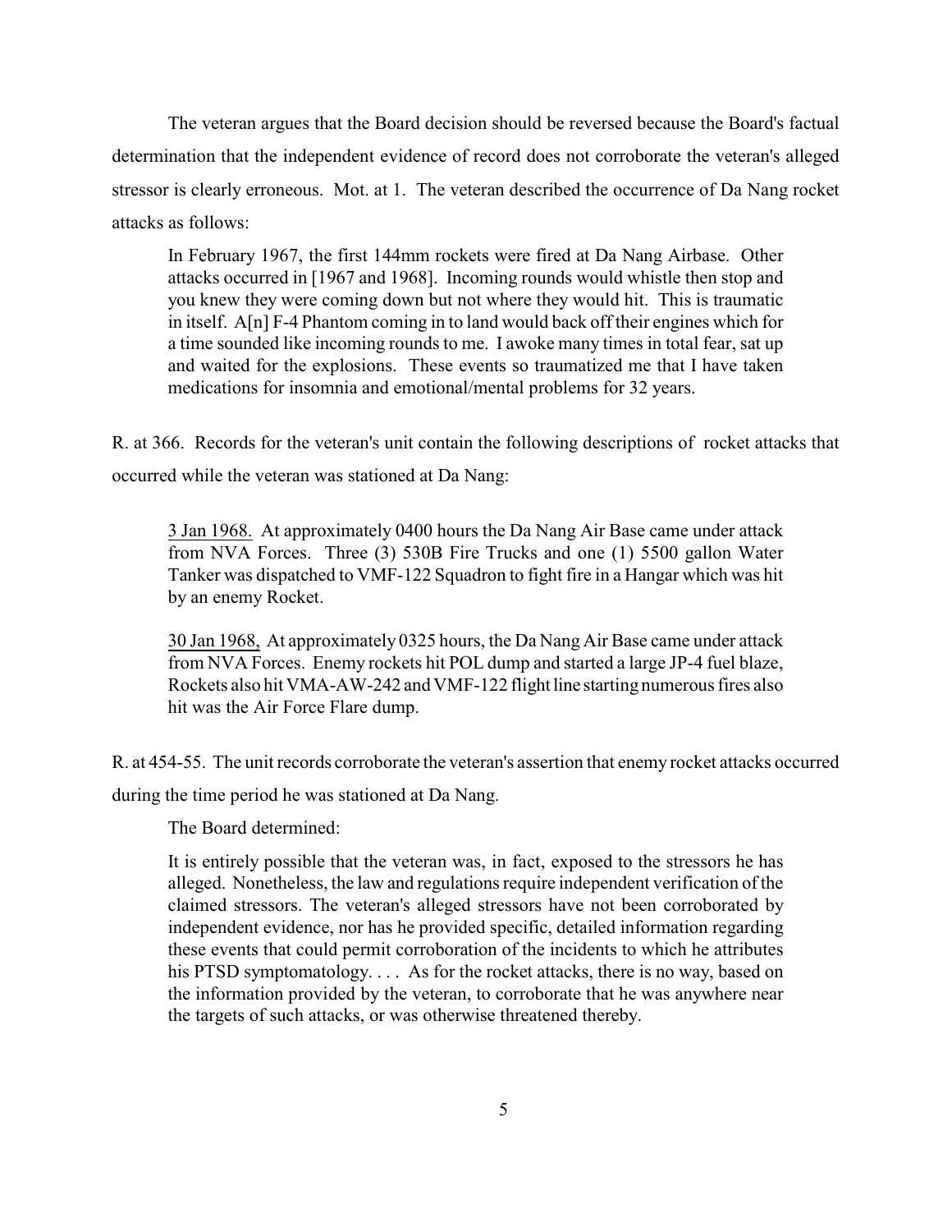The veteran argues that the Board decision should be reversed because the Board's factual determination that the independent evidence of record does not corroborate the veteran's alleged stressor is clearly erroneous. Mot. at 1. The veteran described the occurrence of Da Nang rocket attacks as follows:

> In February 1967, the first 144mm rockets were fired at Da Nang Airbase. Other attacks occurred in [1967 and 1968]. Incoming rounds would whistle then stop and you knew they were coming down but not where they would hit. This is traumatic in itself. A[n] F-4 Phantom coming in to land would back off their engines which for a time sounded like incoming rounds to me. I awoke many times in total fear, sat up and waited for the explosions. These events so traumatized me that I have taken medications for insomnia and emotional/mental problems for 32 years.

R. at 366. Records for the veteran's unit contain the following descriptions of rocket attacks that occurred while the veteran was stationed at Da Nang:

> <u>3 Jan 1968.</u> At approximately 0400 hours the Da Nang Air Base came under attack from NVA Forces. Three (3) 530B Fire Trucks and one (1) 5500 gallon Water Tanker was dispatched to VMF-122 Squadron to fight fire in a Hangar which was hit by an enemy Rocket.
>
> <u>30 Jan 1968,</u> At approximately 0325 hours, the Da Nang Air Base came under attack from NVA Forces. Enemy rockets hit POL dump and started a large JP-4 fuel blaze, Rockets also hit VMA-AW-242 and VMF-122 flight line starting numerous fires also hit was the Air Force Flare dump.

R. at 454-55. The unit records corroborate the veteran's assertion that enemy rocket attacks occurred during the time period he was stationed at Da Nang.

The Board determined:

> It is entirely possible that the veteran was, in fact, exposed to the stressors he has alleged. Nonetheless, the law and regulations require independent verification of the claimed stressors. The veteran's alleged stressors have not been corroborated by independent evidence, nor has he provided specific, detailed information regarding these events that could permit corroboration of the incidents to which he attributes his PTSD symptomatology. . . . As for the rocket attacks, there is no way, based on the information provided by the veteran, to corroborate that he was anywhere near the targets of such attacks, or was otherwise threatened thereby.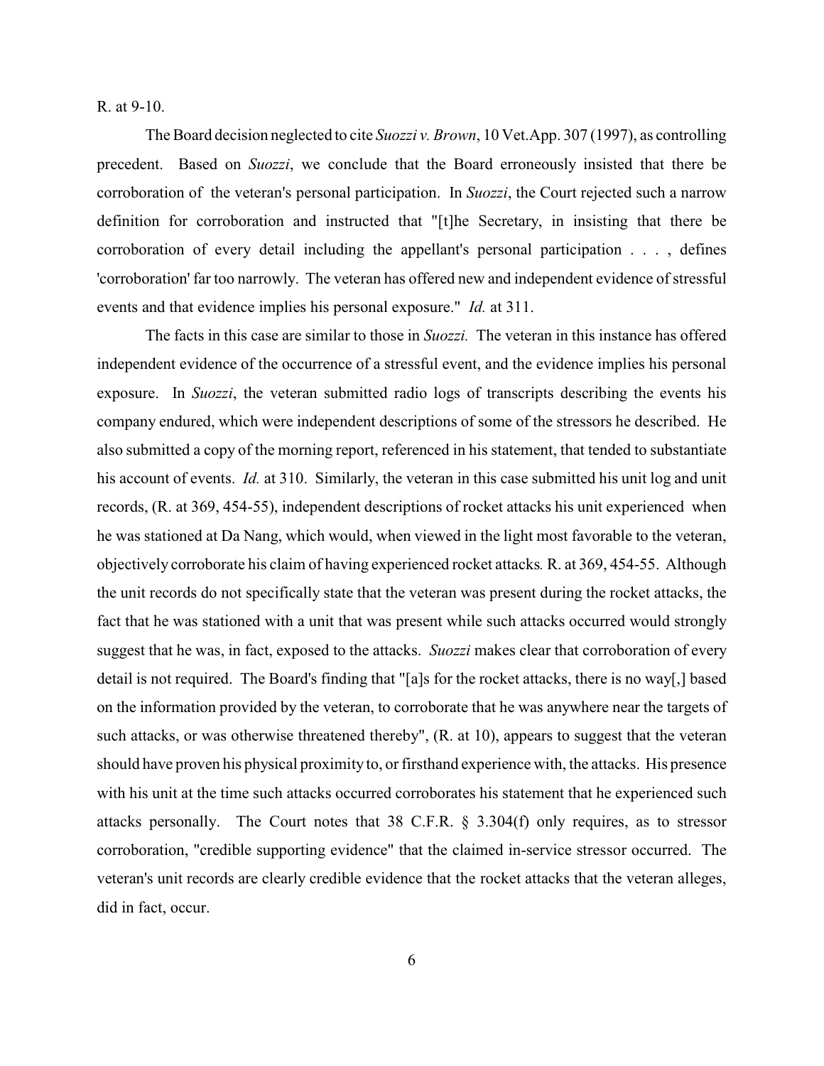R. at 9-10.

The Board decision neglected to cite *Suozzi v. Brown*, 10 Vet.App. 307 (1997), as controlling precedent. Based on *Suozzi*, we conclude that the Board erroneously insisted that there be corroboration of the veteran's personal participation. In *Suozzi*, the Court rejected such a narrow definition for corroboration and instructed that "[t]he Secretary, in insisting that there be corroboration of every detail including the appellant's personal participation . . . , defines 'corroboration' far too narrowly. The veteran has offered new and independent evidence of stressful events and that evidence implies his personal exposure." *Id.* at 311.

The facts in this case are similar to those in *Suozzi.* The veteran in this instance has offered independent evidence of the occurrence of a stressful event, and the evidence implies his personal exposure. In *Suozzi*, the veteran submitted radio logs of transcripts describing the events his company endured, which were independent descriptions of some of the stressors he described. He also submitted a copy of the morning report, referenced in his statement, that tended to substantiate his account of events. *Id.* at 310. Similarly, the veteran in this case submitted his unit log and unit records, (R. at 369, 454-55), independent descriptions of rocket attacks his unit experienced when he was stationed at Da Nang, which would, when viewed in the light most favorable to the veteran, objectively corroborate his claim of having experienced rocket attacks*.* R. at 369, 454-55. Although the unit records do not specifically state that the veteran was present during the rocket attacks, the fact that he was stationed with a unit that was present while such attacks occurred would strongly suggest that he was, in fact, exposed to the attacks. *Suozzi* makes clear that corroboration of every detail is not required. The Board's finding that "[a]s for the rocket attacks, there is no way[,] based on the information provided by the veteran, to corroborate that he was anywhere near the targets of such attacks, or was otherwise threatened thereby", (R. at 10), appears to suggest that the veteran should have proven his physical proximity to, or firsthand experience with, the attacks. His presence with his unit at the time such attacks occurred corroborates his statement that he experienced such attacks personally. The Court notes that 38 C.F.R. § 3.304(f) only requires, as to stressor corroboration, "credible supporting evidence" that the claimed in-service stressor occurred. The veteran's unit records are clearly credible evidence that the rocket attacks that the veteran alleges, did in fact, occur.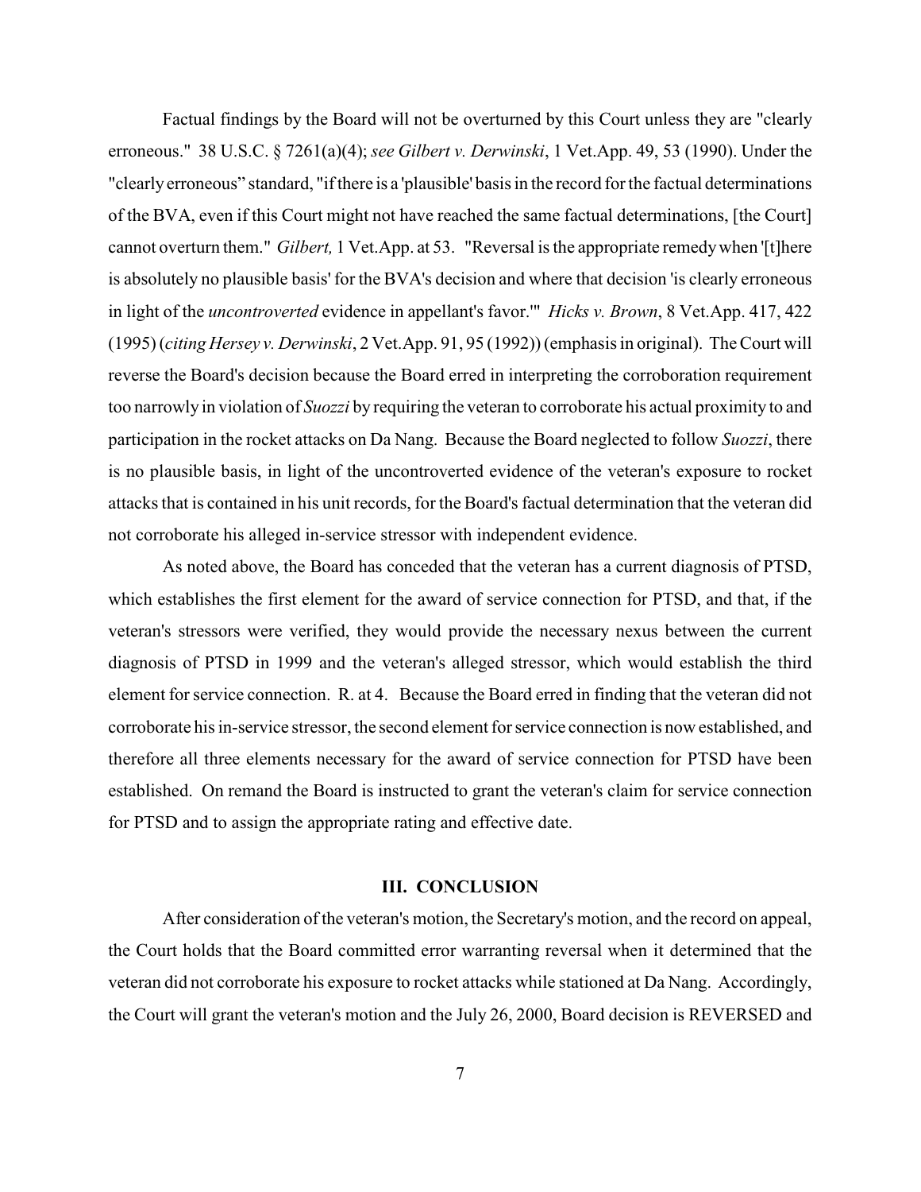Factual findings by the Board will not be overturned by this Court unless they are "clearly erroneous." 38 U.S.C. § 7261(a)(4); *see Gilbert v. Derwinski*, 1 Vet.App. 49, 53 (1990). Under the "clearly erroneous" standard, "if there is a 'plausible' basis in the record for the factual determinations of the BVA, even if this Court might not have reached the same factual determinations, [the Court] cannot overturn them." *Gilbert,* 1 Vet.App. at 53. "Reversal is the appropriate remedy when '[t]here is absolutely no plausible basis' for the BVA's decision and where that decision 'is clearly erroneous in light of the *uncontroverted* evidence in appellant's favor.'" *Hicks v. Brown*, 8 Vet.App. 417, 422 (1995) (*citing Hersey v. Derwinski*, 2 Vet.App. 91, 95 (1992)) (emphasis in original). The Court will reverse the Board's decision because the Board erred in interpreting the corroboration requirement too narrowly in violation of *Suozzi* by requiring the veteran to corroborate his actual proximity to and participation in the rocket attacks on Da Nang. Because the Board neglected to follow *Suozzi*, there is no plausible basis, in light of the uncontroverted evidence of the veteran's exposure to rocket attacks that is contained in his unit records, for the Board's factual determination that the veteran did not corroborate his alleged in-service stressor with independent evidence.

As noted above, the Board has conceded that the veteran has a current diagnosis of PTSD, which establishes the first element for the award of service connection for PTSD, and that, if the veteran's stressors were verified, they would provide the necessary nexus between the current diagnosis of PTSD in 1999 and the veteran's alleged stressor, which would establish the third element for service connection. R. at 4. Because the Board erred in finding that the veteran did not corroborate his in-service stressor, the second element for service connection is now established, and therefore all three elements necessary for the award of service connection for PTSD have been established. On remand the Board is instructed to grant the veteran's claim for service connection for PTSD and to assign the appropriate rating and effective date.

### III. CONCLUSION

After consideration of the veteran's motion, the Secretary's motion, and the record on appeal, the Court holds that the Board committed error warranting reversal when it determined that the veteran did not corroborate his exposure to rocket attacks while stationed at Da Nang. Accordingly, the Court will grant the veteran's motion and the July 26, 2000, Board decision is REVERSED and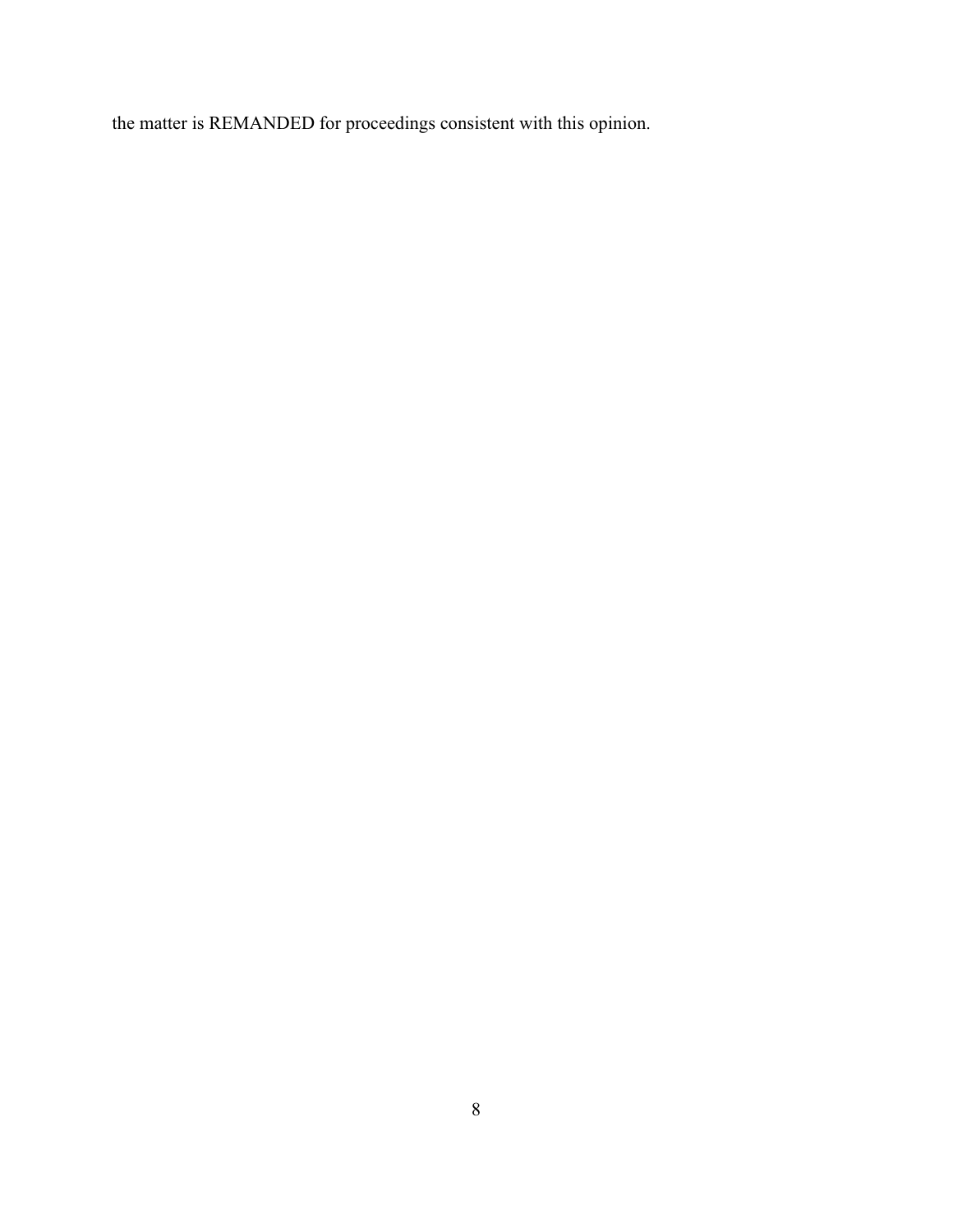the matter is REMANDED for proceedings consistent with this opinion.